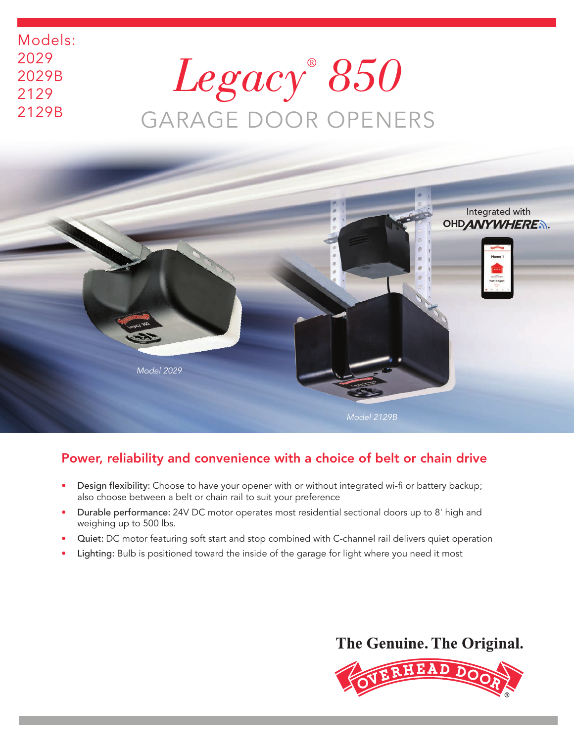Models:
2029
2029B
2129
2129B

# Legacy® 850

## GARAGE DOOR OPENERS

Integrated with OHD ANYWHERE

*Model 2029*

*Model 2129B*

## Power, reliability and convenience with a choice of belt or chain drive

- **Design flexibility:** Choose to have your opener with or without integrated wi-fi or battery backup; also choose between a belt or chain rail to suit your preference
- **Durable performance:** 24V DC motor operates most residential sectional doors up to 8' high and weighing up to 500 lbs.
- **Quiet:** DC motor featuring soft start and stop combined with C-channel rail delivers quiet operation
- **Lighting:** Bulb is positioned toward the inside of the garage for light where you need it most

**The Genuine. The Original.**

OVERHEAD DOOR®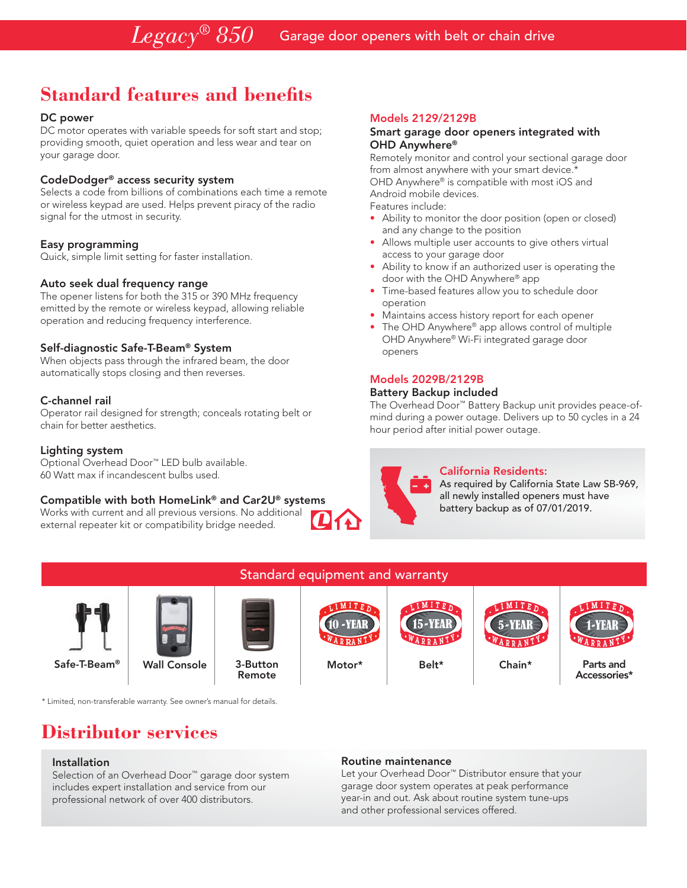# Legacy® 850 Garage door openers with belt or chain drive

## Standard features and benefits

### DC power
DC motor operates with variable speeds for soft start and stop; providing smooth, quiet operation and less wear and tear on your garage door.

### CodeDodger® access security system
Selects a code from billions of combinations each time a remote or wireless keypad are used. Helps prevent piracy of the radio signal for the utmost in security.

### Easy programming
Quick, simple limit setting for faster installation.

### Auto seek dual frequency range
The opener listens for both the 315 or 390 MHz frequency emitted by the remote or wireless keypad, allowing reliable operation and reducing frequency interference.

### Self-diagnostic Safe-T-Beam® System
When objects pass through the infrared beam, the door automatically stops closing and then reverses.

### C-channel rail
Operator rail designed for strength; conceals rotating belt or chain for better aesthetics.

### Lighting system
Optional Overhead Door™ LED bulb available.
60 Watt max if incandescent bulbs used.

### Compatible with both HomeLink® and Car2U® systems
Works with current and all previous versions. No additional external repeater kit or compatibility bridge needed.

### Models 2129/2129B
**Smart garage door openers integrated with OHD Anywhere®**

Remotely monitor and control your sectional garage door from almost anywhere with your smart device.*
OHD Anywhere® is compatible with most iOS and Android mobile devices.
Features include:

- Ability to monitor the door position (open or closed) and any change to the position
- Allows multiple user accounts to give others virtual access to your garage door
- Ability to know if an authorized user is operating the door with the OHD Anywhere® app
- Time-based features allow you to schedule door operation
- Maintains access history report for each opener
- The OHD Anywhere® app allows control of multiple OHD Anywhere® Wi-Fi integrated garage door openers

### Models 2029B/2129B
**Battery Backup included**

The Overhead Door™ Battery Backup unit provides peace-of-mind during a power outage. Delivers up to 50 cycles in a 24 hour period after initial power outage.

**California Residents:**
As required by California State Law SB-969, all newly installed openers must have battery backup as of 07/01/2019.

## Standard equipment and warranty

| Safe-T-Beam® | Wall Console | 3-Button Remote | Motor* | Belt* | Chain* | Parts and Accessories* |
|---|---|---|---|---|---|---|
| | | | Limited 10-Year Warranty | Limited 15-Year Warranty | Limited 5-Year Warranty | Limited 1-Year Warranty |

\* Limited, non-transferable warranty. See owner's manual for details.

## Distributor services

### Installation
Selection of an Overhead Door™ garage door system includes expert installation and service from our professional network of over 400 distributors.

### Routine maintenance
Let your Overhead Door™ Distributor ensure that your garage door system operates at peak performance year-in and out. Ask about routine system tune-ups and other professional services offered.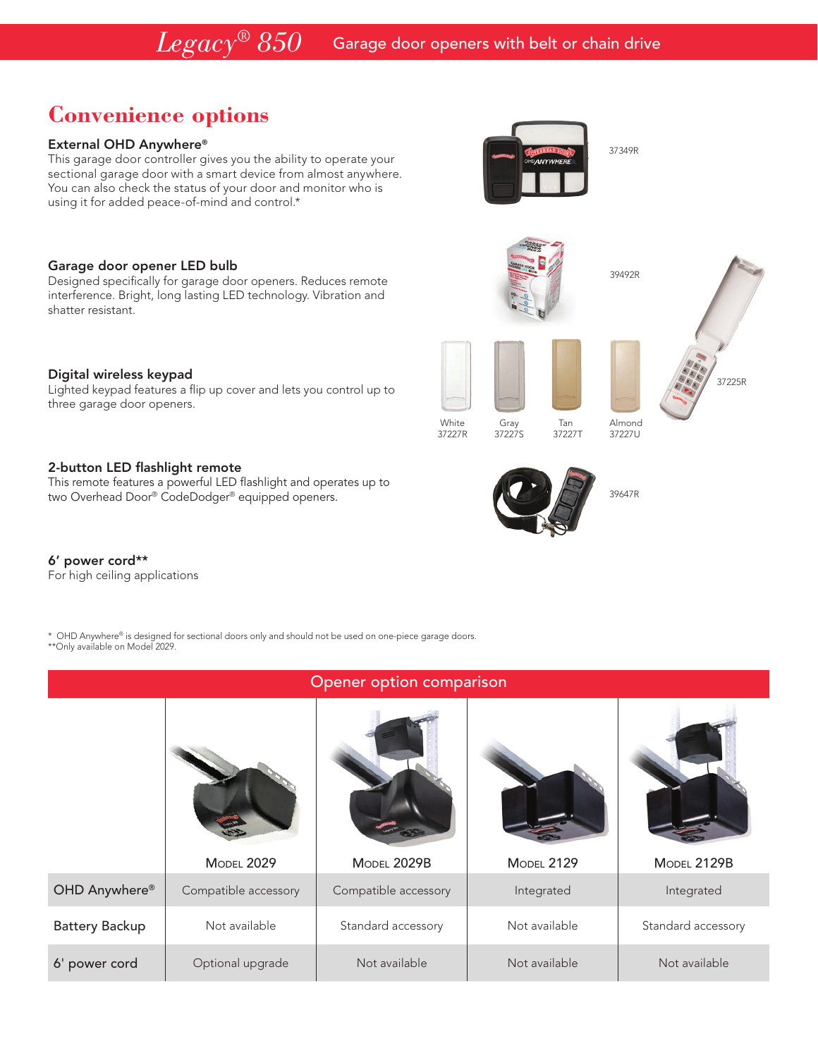# Legacy® 850 Garage door openers with belt or chain drive

## Convenience options

### External OHD Anywhere®

This garage door controller gives you the ability to operate your sectional garage door with a smart device from almost anywhere. You can also check the status of your door and monitor who is using it for added peace-of-mind and control.*

37349R

### Garage door opener LED bulb

Designed specifically for garage door openers. Reduces remote interference. Bright, long lasting LED technology. Vibration and shatter resistant.

39492R

### Digital wireless keypad

Lighted keypad features a flip up cover and lets you control up to three garage door openers.

White 37227R

Gray 37227S

Tan 37227T

Almond 37227U

37225R

### 2-button LED flashlight remote

This remote features a powerful LED flashlight and operates up to two Overhead Door® CodeDodger® equipped openers.

39647R

### 6' power cord**

For high ceiling applications

\* OHD Anywhere® is designed for sectional doors only and should not be used on one-piece garage doors.
**Only available on Model 2029.

## Opener option comparison

| | Model 2029 | Model 2029B | Model 2129 | Model 2129B |
|---|---|---|---|---|
| OHD Anywhere® | Compatible accessory | Compatible accessory | Integrated | Integrated |
| Battery Backup | Not available | Standard accessory | Not available | Standard accessory |
| 6' power cord | Optional upgrade | Not available | Not available | Not available |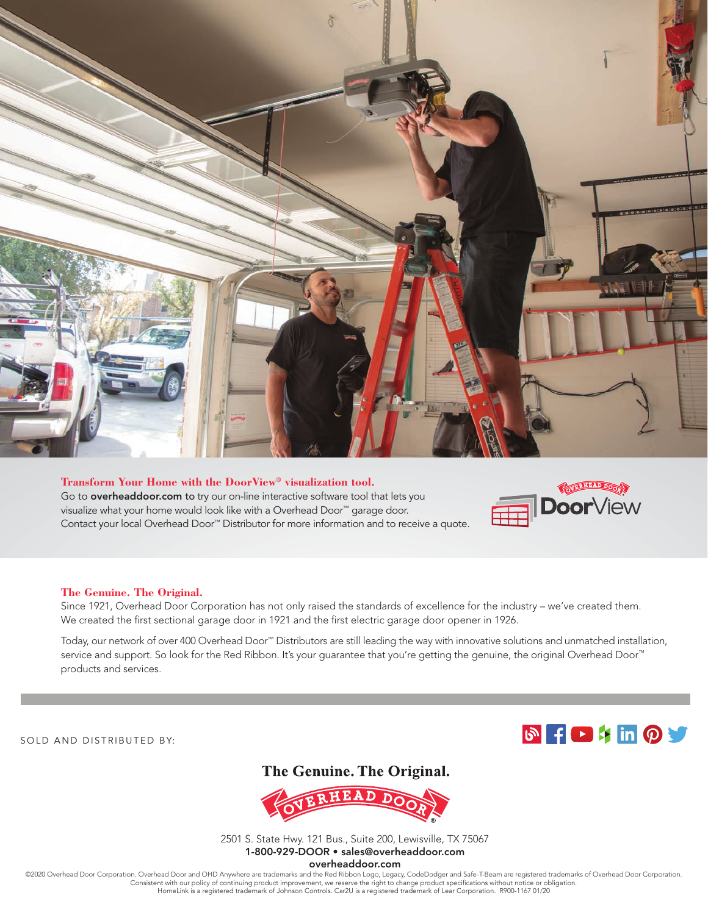### Transform Your Home with the DoorView® visualization tool.

Go to **overheaddoor.com** to try our on-line interactive software tool that lets you visualize what your home would look like with a Overhead Door™ garage door. Contact your local Overhead Door™ Distributor for more information and to receive a quote.

DoorView

### The Genuine. The Original.

Since 1921, Overhead Door Corporation has not only raised the standards of excellence for the industry – we've created them. We created the first sectional garage door in 1921 and the first electric garage door opener in 1926.

Today, our network of over 400 Overhead Door™ Distributors are still leading the way with innovative solutions and unmatched installation, service and support. So look for the Red Ribbon. It's your guarantee that you're getting the genuine, the original Overhead Door™ products and services.

SOLD AND DISTRIBUTED BY:

**The Genuine. The Original.**

OVERHEAD DOOR®

2501 S. State Hwy. 121 Bus., Suite 200, Lewisville, TX 75067
**1-800-929-DOOR • sales@overheaddoor.com**
**overheaddoor.com**

©2020 Overhead Door Corporation. Overhead Door and OHD Anywhere are trademarks and the Red Ribbon Logo, Legacy, CodeDodger and Safe-T-Beam are registered trademarks of Overhead Door Corporation. Consistent with our policy of continuing product improvement, we reserve the right to change product specifications without notice or obligation. HomeLink is a registered trademark of Johnson Controls. Car2U is a registered trademark of Lear Corporation. R900-1167 01/20